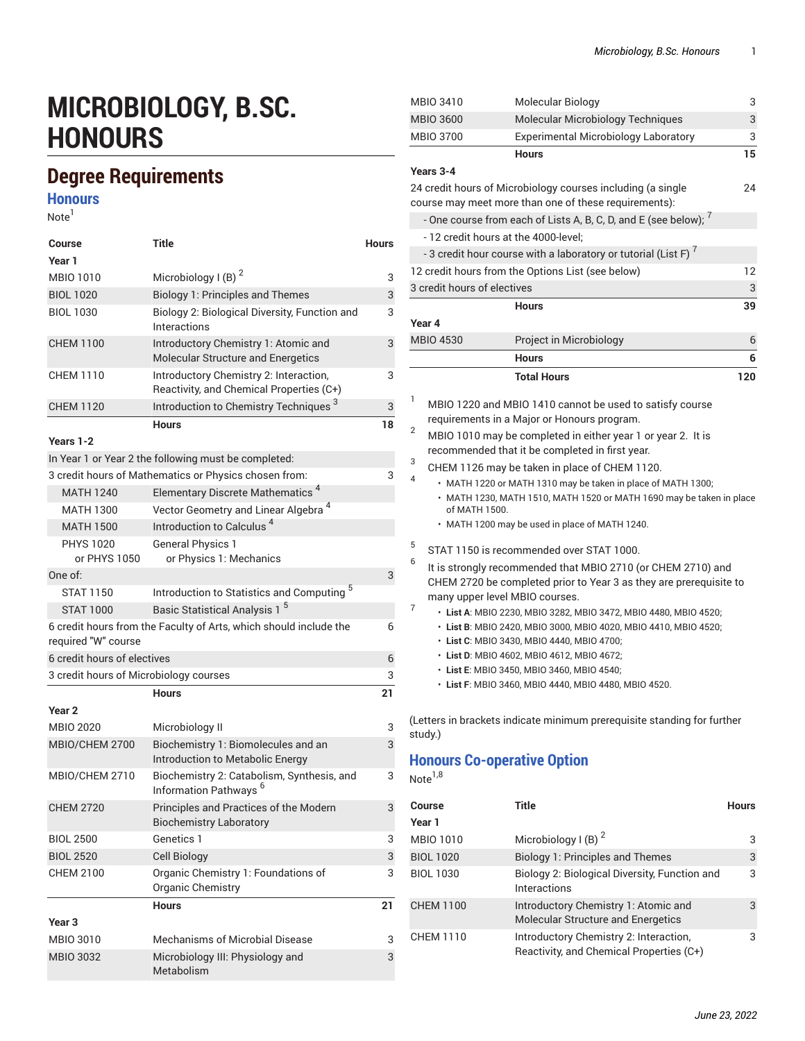# MICROBIOLOGY, B.SC. HONOURS

## Degree Requirements

### Honours

Note[1]

| Course | Title | Hours |
|---|---|---|
| **Year 1** | | |
| MBIO 1010 | Microbiology I (B) [2] | 3 |
| BIOL 1020 | Biology 1: Principles and Themes | 3 |
| BIOL 1030 | Biology 2: Biological Diversity, Function and Interactions | 3 |
| CHEM 1100 | Introductory Chemistry 1: Atomic and Molecular Structure and Energetics | 3 |
| CHEM 1110 | Introductory Chemistry 2: Interaction, Reactivity, and Chemical Properties (C+) | 3 |
| CHEM 1120 | Introduction to Chemistry Techniques [3] | 3 |
| | **Hours** | **18** |
| **Years 1-2** | | |
| In Year 1 or Year 2 the following must be completed: | | |
| 3 credit hours of Mathematics or Physics chosen from: | | 3 |
| MATH 1240 | Elementary Discrete Mathematics [4] | |
| MATH 1300 | Vector Geometry and Linear Algebra [4] | |
| MATH 1500 | Introduction to Calculus [4] | |
| PHYS 1020 or PHYS 1050 | General Physics 1 or Physics 1: Mechanics | |
| One of: | | 3 |
| STAT 1150 | Introduction to Statistics and Computing [5] | |
| STAT 1000 | Basic Statistical Analysis 1 [5] | |
| 6 credit hours from the Faculty of Arts, which should include the required "W" course | | 6 |
| 6 credit hours of electives | | 6 |
| 3 credit hours of Microbiology courses | | 3 |
| | **Hours** | **21** |
| **Year 2** | | |
| MBIO 2020 | Microbiology II | 3 |
| MBIO/CHEM 2700 | Biochemistry 1: Biomolecules and an Introduction to Metabolic Energy | 3 |
| MBIO/CHEM 2710 | Biochemistry 2: Catabolism, Synthesis, and Information Pathways [6] | 3 |
| CHEM 2720 | Principles and Practices of the Modern Biochemistry Laboratory | 3 |
| BIOL 2500 | Genetics 1 | 3 |
| BIOL 2520 | Cell Biology | 3 |
| CHEM 2100 | Organic Chemistry 1: Foundations of Organic Chemistry | 3 |
| | **Hours** | **21** |
| **Year 3** | | |
| MBIO 3010 | Mechanisms of Microbial Disease | 3 |
| MBIO 3032 | Microbiology III: Physiology and Metabolism | 3 |
| MBIO 3410 | Molecular Biology | 3 |
| MBIO 3600 | Molecular Microbiology Techniques | 3 |
| MBIO 3700 | Experimental Microbiology Laboratory | 3 |
| | **Hours** | **15** |
| **Years 3-4** | | |
| 24 credit hours of Microbiology courses including (a single course may meet more than one of these requirements): | | 24 |
| - One course from each of Lists A, B, C, D, and E (see below); [7] | | |
| - 12 credit hours at the 4000-level; | | |
| - 3 credit hour course with a laboratory or tutorial (List F) [7] | | |
| 12 credit hours from the Options List (see below) | | 12 |
| 3 credit hours of electives | | 3 |
| | **Hours** | **39** |
| **Year 4** | | |
| MBIO 4530 | Project in Microbiology | 6 |
| | **Hours** | **6** |
| | **Total Hours** | **120** |

1. MBIO 1220 and MBIO 1410 cannot be used to satisfy course requirements in a Major or Honours program.
2. MBIO 1010 may be completed in either year 1 or year 2. It is recommended that it be completed in first year.
3. CHEM 1126 may be taken in place of CHEM 1120.
4. 
   - MATH 1220 or MATH 1310 may be taken in place of MATH 1300;
   - MATH 1230, MATH 1510, MATH 1520 or MATH 1690 may be taken in place of MATH 1500.
   - MATH 1200 may be used in place of MATH 1240.
5. STAT 1150 is recommended over STAT 1000.
6. It is strongly recommended that MBIO 2710 (or CHEM 2710) and CHEM 2720 be completed prior to Year 3 as they are prerequisite to many upper level MBIO courses.
7. 
   - **List A**: MBIO 2230, MBIO 3282, MBIO 3472, MBIO 4480, MBIO 4520;
   - **List B**: MBIO 2420, MBIO 3000, MBIO 4020, MBIO 4410, MBIO 4520;
   - **List C**: MBIO 3430, MBIO 4440, MBIO 4700;
   - **List D**: MBIO 4602, MBIO 4612, MBIO 4672;
   - **List E**: MBIO 3450, MBIO 3460, MBIO 4540;
   - **List F**: MBIO 3460, MBIO 4440, MBIO 4480, MBIO 4520.

(Letters in brackets indicate minimum prerequisite standing for further study.)

### Honours Co-operative Option

Note[1,8]

| Course | Title | Hours |
|---|---|---|
| **Year 1** | | |
| MBIO 1010 | Microbiology I (B) [2] | 3 |
| BIOL 1020 | Biology 1: Principles and Themes | 3 |
| BIOL 1030 | Biology 2: Biological Diversity, Function and Interactions | 3 |
| CHEM 1100 | Introductory Chemistry 1: Atomic and Molecular Structure and Energetics | 3 |
| CHEM 1110 | Introductory Chemistry 2: Interaction, Reactivity, and Chemical Properties (C+) | 3 |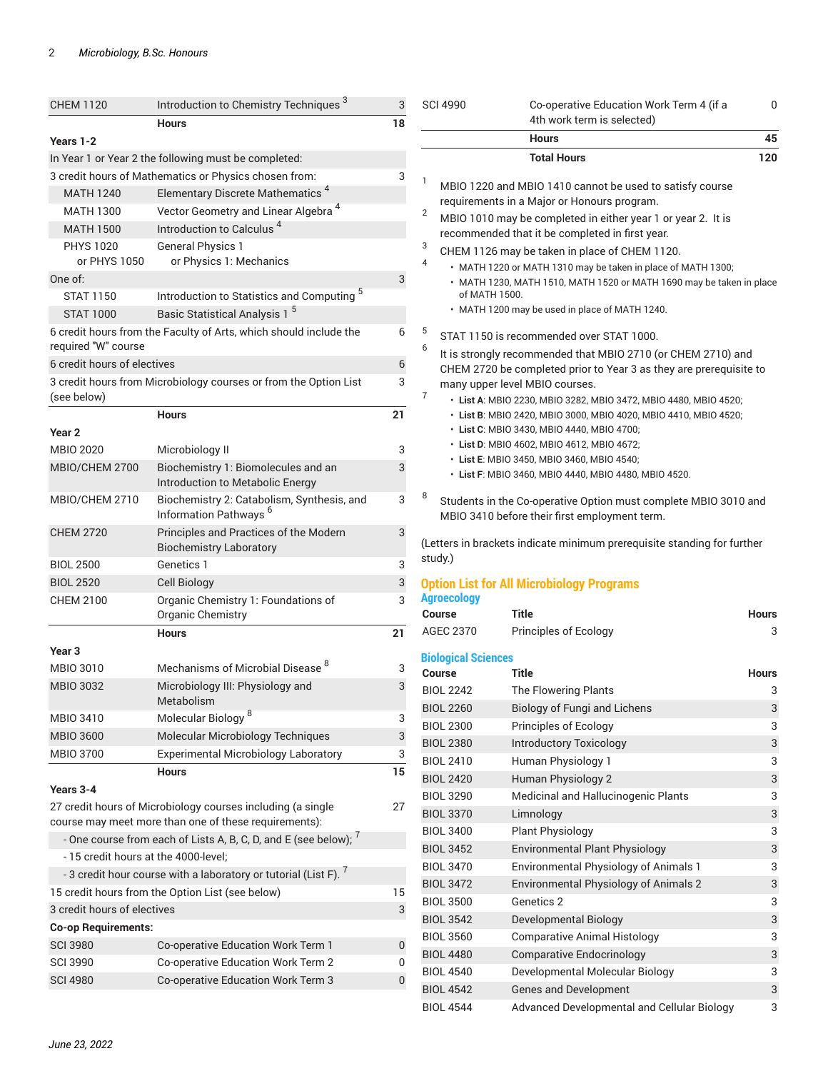| | | |
|---|---|---|
| CHEM 1120 | Introduction to Chemistry Techniques [3] | 3 |
| | **Hours** | **18** |
| **Years 1-2** | | |
| In Year 1 or Year 2 the following must be completed: | | |
| 3 credit hours of Mathematics or Physics chosen from: | | 3 |
| MATH 1240 | Elementary Discrete Mathematics [4] | |
| MATH 1300 | Vector Geometry and Linear Algebra [4] | |
| MATH 1500 | Introduction to Calculus [4] | |
| PHYS 1020 or PHYS 1050 | General Physics 1 or Physics 1: Mechanics | |
| One of: | | 3 |
| STAT 1150 | Introduction to Statistics and Computing [5] | |
| STAT 1000 | Basic Statistical Analysis 1 [5] | |
| 6 credit hours from the Faculty of Arts, which should include the required "W" course | | 6 |
| 6 credit hours of electives | | 6 |
| 3 credit hours from Microbiology courses or from the Option List (see below) | | 3 |
| | **Hours** | **21** |
| **Year 2** | | |
| MBIO 2020 | Microbiology II | 3 |
| MBIO/CHEM 2700 | Biochemistry 1: Biomolecules and an Introduction to Metabolic Energy | 3 |
| MBIO/CHEM 2710 | Biochemistry 2: Catabolism, Synthesis, and Information Pathways [6] | 3 |
| CHEM 2720 | Principles and Practices of the Modern Biochemistry Laboratory | 3 |
| BIOL 2500 | Genetics 1 | 3 |
| BIOL 2520 | Cell Biology | 3 |
| CHEM 2100 | Organic Chemistry 1: Foundations of Organic Chemistry | 3 |
| | **Hours** | **21** |
| **Year 3** | | |
| MBIO 3010 | Mechanisms of Microbial Disease [8] | 3 |
| MBIO 3032 | Microbiology III: Physiology and Metabolism | 3 |
| MBIO 3410 | Molecular Biology [8] | 3 |
| MBIO 3600 | Molecular Microbiology Techniques | 3 |
| MBIO 3700 | Experimental Microbiology Laboratory | 3 |
| | **Hours** | **15** |
| **Years 3-4** | | |
| 27 credit hours of Microbiology courses including (a single course may meet more than one of these requirements): | | 27 |
| - One course from each of Lists A, B, C, D, and E (see below); [7] | | |
| - 15 credit hours at the 4000-level; | | |
| - 3 credit hour course with a laboratory or tutorial (List F). [7] | | |
| 15 credit hours from the Option List (see below) | | 15 |
| 3 credit hours of electives | | 3 |
| **Co-op Requirements:** | | |
| SCI 3980 | Co-operative Education Work Term 1 | 0 |
| SCI 3990 | Co-operative Education Work Term 2 | 0 |
| SCI 4980 | Co-operative Education Work Term 3 | 0 |
| SCI 4990 | Co-operative Education Work Term 4 (if a 4th work term is selected) | 0 |
| | **Hours** | **45** |
| | **Total Hours** | **120** |

1. MBIO 1220 and MBIO 1410 cannot be used to satisfy course requirements in a Major or Honours program.
2. MBIO 1010 may be completed in either year 1 or year 2. It is recommended that it be completed in first year.
3. CHEM 1126 may be taken in place of CHEM 1120.
4.
   - MATH 1220 or MATH 1310 may be taken in place of MATH 1300;
   - MATH 1230, MATH 1510, MATH 1520 or MATH 1690 may be taken in place of MATH 1500.
   - MATH 1200 may be used in place of MATH 1240.
5. STAT 1150 is recommended over STAT 1000.
6. It is strongly recommended that MBIO 2710 (or CHEM 2710) and CHEM 2720 be completed prior to Year 3 as they are prerequisite to many upper level MBIO courses.
7.
   - **List A**: MBIO 2230, MBIO 3282, MBIO 3472, MBIO 4480, MBIO 4520;
   - **List B**: MBIO 2420, MBIO 3000, MBIO 4020, MBIO 4410, MBIO 4520;
   - **List C**: MBIO 3430, MBIO 4440, MBIO 4700;
   - **List D**: MBIO 4602, MBIO 4612, MBIO 4672;
   - **List E**: MBIO 3450, MBIO 3460, MBIO 4540;
   - **List F**: MBIO 3460, MBIO 4440, MBIO 4480, MBIO 4520.
8. Students in the Co-operative Option must complete MBIO 3010 and MBIO 3410 before their first employment term.

(Letters in brackets indicate minimum prerequisite standing for further study.)

## Option List for All Microbiology Programs

### Agroecology

| Course | Title | Hours |
|---|---|---|
| AGEC 2370 | Principles of Ecology | 3 |

### Biological Sciences

| Course | Title | Hours |
|---|---|---|
| BIOL 2242 | The Flowering Plants | 3 |
| BIOL 2260 | Biology of Fungi and Lichens | 3 |
| BIOL 2300 | Principles of Ecology | 3 |
| BIOL 2380 | Introductory Toxicology | 3 |
| BIOL 2410 | Human Physiology 1 | 3 |
| BIOL 2420 | Human Physiology 2 | 3 |
| BIOL 3290 | Medicinal and Hallucinogenic Plants | 3 |
| BIOL 3370 | Limnology | 3 |
| BIOL 3400 | Plant Physiology | 3 |
| BIOL 3452 | Environmental Plant Physiology | 3 |
| BIOL 3470 | Environmental Physiology of Animals 1 | 3 |
| BIOL 3472 | Environmental Physiology of Animals 2 | 3 |
| BIOL 3500 | Genetics 2 | 3 |
| BIOL 3542 | Developmental Biology | 3 |
| BIOL 3560 | Comparative Animal Histology | 3 |
| BIOL 4480 | Comparative Endocrinology | 3 |
| BIOL 4540 | Developmental Molecular Biology | 3 |
| BIOL 4542 | Genes and Development | 3 |
| BIOL 4544 | Advanced Developmental and Cellular Biology | 3 |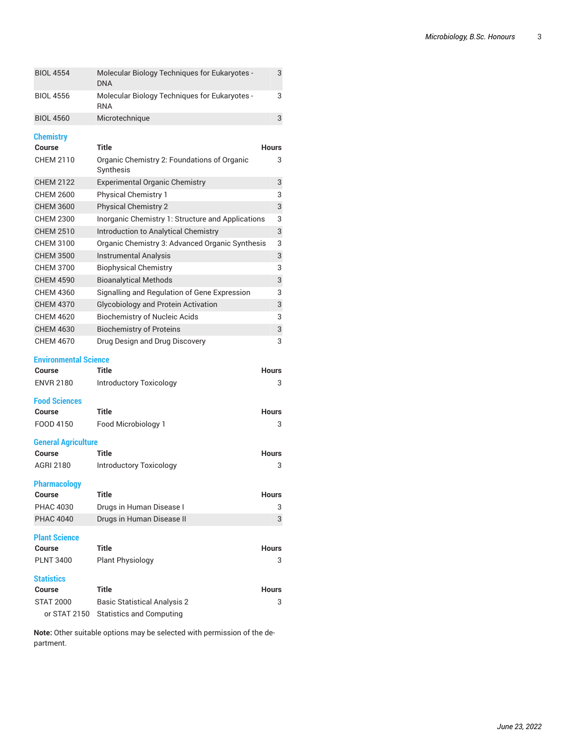| | | |
|---|---|---|
| BIOL 4554 | Molecular Biology Techniques for Eukaryotes - DNA | 3 |
| BIOL 4556 | Molecular Biology Techniques for Eukaryotes - RNA | 3 |
| BIOL 4560 | Microtechnique | 3 |

### Chemistry

| Course | Title | Hours |
|---|---|---|
| CHEM 2110 | Organic Chemistry 2: Foundations of Organic Synthesis | 3 |
| CHEM 2122 | Experimental Organic Chemistry | 3 |
| CHEM 2600 | Physical Chemistry 1 | 3 |
| CHEM 3600 | Physical Chemistry 2 | 3 |
| CHEM 2300 | Inorganic Chemistry 1: Structure and Applications | 3 |
| CHEM 2510 | Introduction to Analytical Chemistry | 3 |
| CHEM 3100 | Organic Chemistry 3: Advanced Organic Synthesis | 3 |
| CHEM 3500 | Instrumental Analysis | 3 |
| CHEM 3700 | Biophysical Chemistry | 3 |
| CHEM 4590 | Bioanalytical Methods | 3 |
| CHEM 4360 | Signalling and Regulation of Gene Expression | 3 |
| CHEM 4370 | Glycobiology and Protein Activation | 3 |
| CHEM 4620 | Biochemistry of Nucleic Acids | 3 |
| CHEM 4630 | Biochemistry of Proteins | 3 |
| CHEM 4670 | Drug Design and Drug Discovery | 3 |

### Environmental Science

| Course | Title | Hours |
|---|---|---|
| ENVR 2180 | Introductory Toxicology | 3 |

### Food Sciences

| Course | Title | Hours |
|---|---|---|
| FOOD 4150 | Food Microbiology 1 | 3 |

### General Agriculture

| Course | Title | Hours |
|---|---|---|
| AGRI 2180 | Introductory Toxicology | 3 |

### Pharmacology

| Course | Title | Hours |
|---|---|---|
| PHAC 4030 | Drugs in Human Disease I | 3 |
| PHAC 4040 | Drugs in Human Disease II | 3 |

### Plant Science

| Course | Title | Hours |
|---|---|---|
| PLNT 3400 | Plant Physiology | 3 |

### Statistics

| Course | Title | Hours |
|---|---|---|
| STAT 2000 | Basic Statistical Analysis 2 | 3 |
| or STAT 2150 | Statistics and Computing | |

**Note:** Other suitable options may be selected with permission of the department.